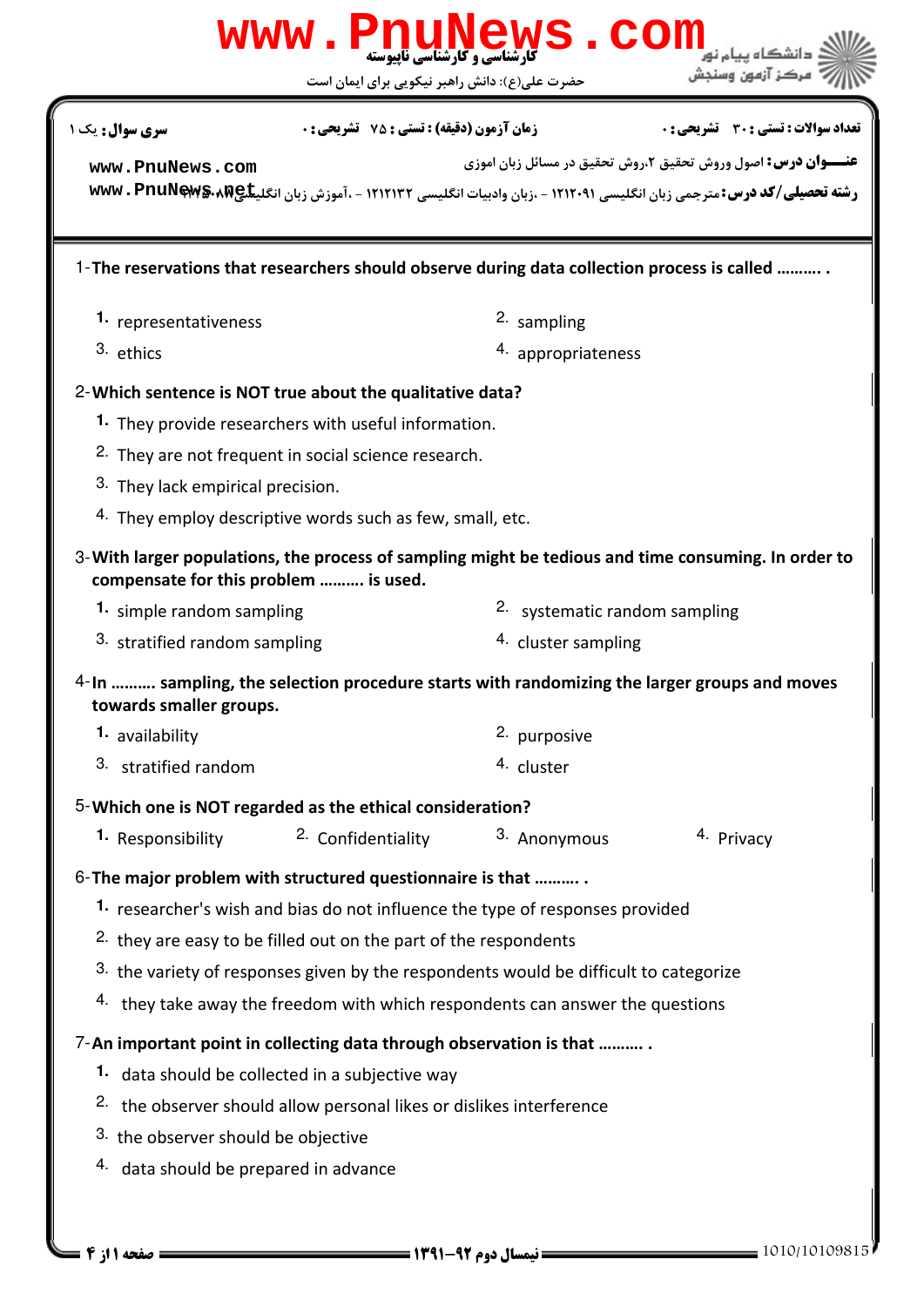کارشناسی و کارشناسی ناپیوسته

حضرت علی(ع): دانش راهبر نیکویی برای ایمان است

دانشگاه پیام نور
مرکز آزمون وسنجش

**سری سوال:** یک ۱ — **زمان آزمون (دقیقه) : تستی : ۷۵ تشریحی : ۰** — **تعداد سوالات : تستی : ۳۰ تشریحی : ۰**

**عنـــوان درس:** اصول وروش تحقیق ۲،روش تحقیق در مسائل زبان اموزی

**رشته تحصیلی/کد درس:** مترجمی زبان انگلیسی ۱۲۱۲۰۹۱ - ،زبان وادبیات انگلیسی ۱۲۱۲۱۳۲ - ،آموزش زبان انگلیسی ۱۲۱۲۲۸۹

1- **The reservations that researchers should observe during data collection process is called .......... .**

1. representativeness
2. sampling
3. ethics
4. appropriateness

2- **Which sentence is NOT true about the qualitative data?**

1. They provide researchers with useful information.
2. They are not frequent in social science research.
3. They lack empirical precision.
4. They employ descriptive words such as few, small, etc.

3- **With larger populations, the process of sampling might be tedious and time consuming. In order to compensate for this problem .......... is used.**

1. simple random sampling
2. systematic random sampling
3. stratified random sampling
4. cluster sampling

4- **In .......... sampling, the selection procedure starts with randomizing the larger groups and moves towards smaller groups.**

1. availability
2. purposive
3. stratified random
4. cluster

5- **Which one is NOT regarded as the ethical consideration?**

1. Responsibility
2. Confidentiality
3. Anonymous
4. Privacy

6- **The major problem with structured questionnaire is that .......... .**

1. researcher's wish and bias do not influence the type of responses provided
2. they are easy to be filled out on the part of the respondents
3. the variety of responses given by the respondents would be difficult to categorize
4. they take away the freedom with which respondents can answer the questions

7- **An important point in collecting data through observation is that .......... .**

1. data should be collected in a subjective way
2. the observer should allow personal likes or dislikes interference
3. the observer should be objective
4. data should be prepared in advance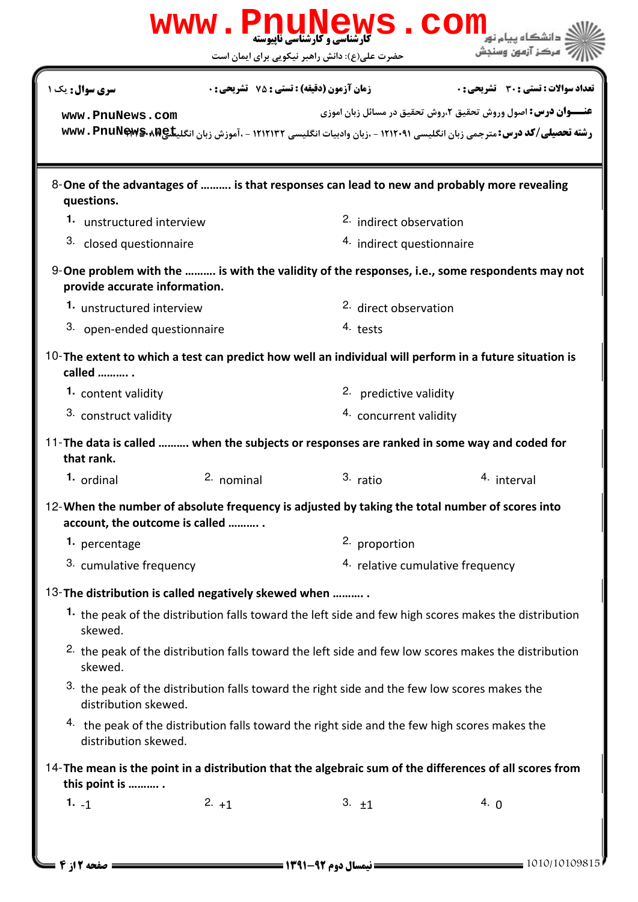8- One of the advantages of .......... is that responses can lead to new and probably more revealing questions.

1. unstructured interview
2. indirect observation
3. closed questionnaire
4. indirect questionnaire

9- One problem with the .......... is with the validity of the responses, i.e., some respondents may not provide accurate information.

1. unstructured interview
2. direct observation
3. open-ended questionnaire
4. tests

10- The extent to which a test can predict how well an individual will perform in a future situation is called .......... .

1. content validity
2. predictive validity
3. construct validity
4. concurrent validity

11- The data is called .......... when the subjects or responses are ranked in some way and coded for that rank.

1. ordinal
2. nominal
3. ratio
4. interval

12- When the number of absolute frequency is adjusted by taking the total number of scores into account, the outcome is called .......... .

1. percentage
2. proportion
3. cumulative frequency
4. relative cumulative frequency

13- The distribution is called negatively skewed when .......... .

1. the peak of the distribution falls toward the left side and few high scores makes the distribution skewed.
2. the peak of the distribution falls toward the left side and few low scores makes the distribution skewed.
3. the peak of the distribution falls toward the right side and the few low scores makes the distribution skewed.
4. the peak of the distribution falls toward the right side and the few high scores makes the distribution skewed.

14- The mean is the point in a distribution that the algebraic sum of the differences of all scores from this point is .......... .

1. -1
2. +1
3. ±1
4. 0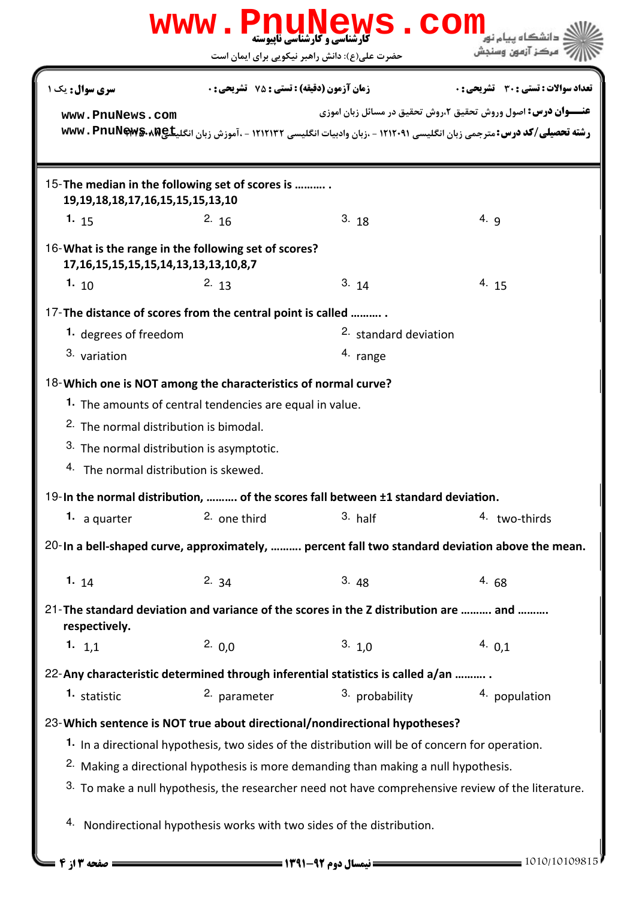15-The median in the following set of scores is .......... .
19,19,18,18,17,16,15,15,15,13,10

1. 15
2. 16
3. 18
4. 9

16-What is the range in the following set of scores?
17,16,15,15,15,15,14,13,13,13,10,8,7

1. 10
2. 13
3. 14
4. 15

17-The distance of scores from the central point is called .......... .

1. degrees of freedom
2. standard deviation
3. variation
4. range

18-Which one is NOT among the characteristics of normal curve?

1. The amounts of central tendencies are equal in value.
2. The normal distribution is bimodal.
3. The normal distribution is asymptotic.
4. The normal distribution is skewed.

19-In the normal distribution, .......... of the scores fall between ±1 standard deviation.

1. a quarter
2. one third
3. half
4. two-thirds

20-In a bell-shaped curve, approximately, .......... percent fall two standard deviation above the mean.

1. 14
2. 34
3. 48
4. 68

21-The standard deviation and variance of the scores in the Z distribution are .......... and .......... respectively.

1. 1,1
2. 0,0
3. 1,0
4. 0,1

22-Any characteristic determined through inferential statistics is called a/an .......... .

1. statistic
2. parameter
3. probability
4. population

23-Which sentence is NOT true about directional/nondirectional hypotheses?

1. In a directional hypothesis, two sides of the distribution will be of concern for operation.
2. Making a directional hypothesis is more demanding than making a null hypothesis.
3. To make a null hypothesis, the researcher need not have comprehensive review of the literature.
4. Nondirectional hypothesis works with two sides of the distribution.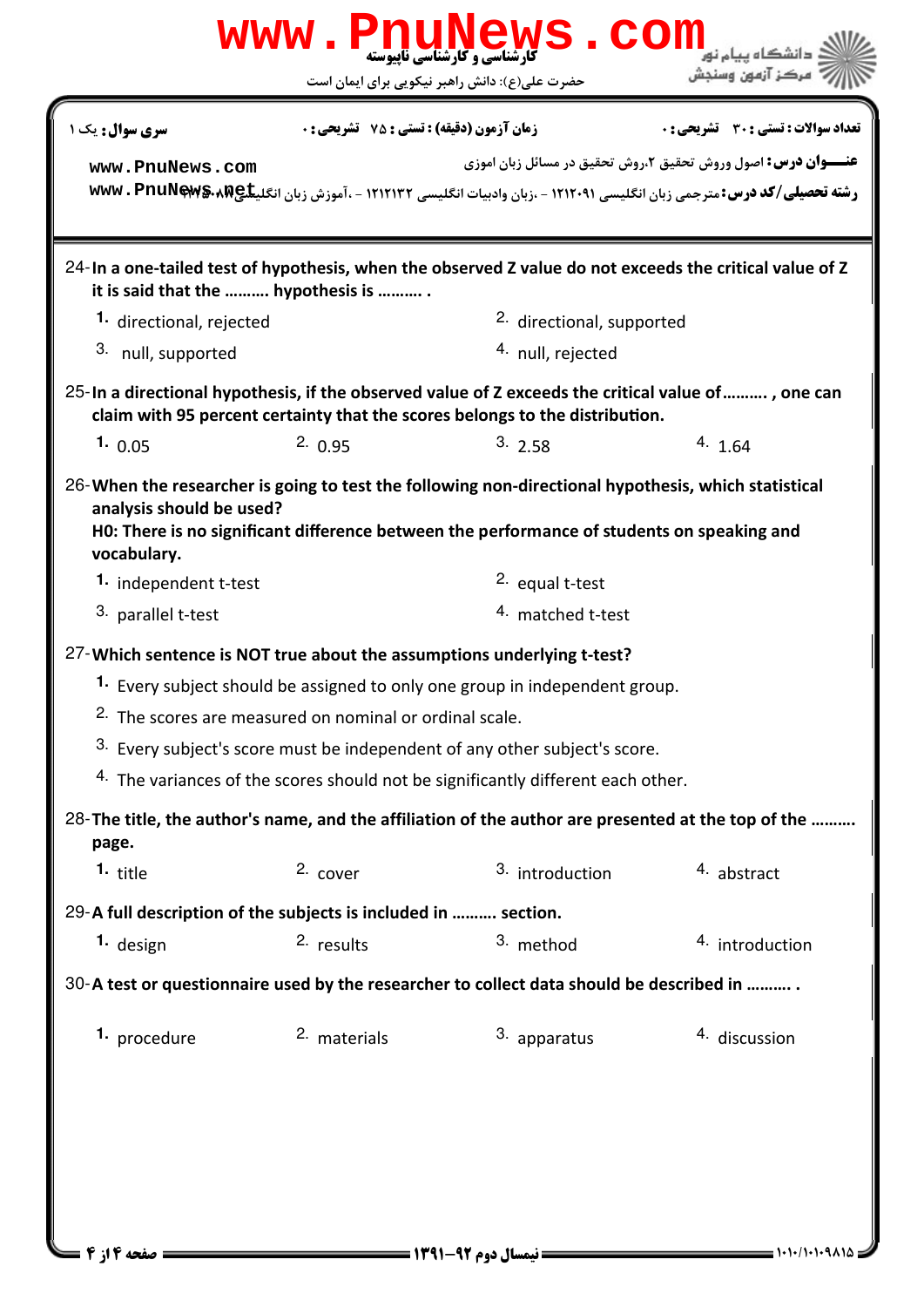24- **In a one-tailed test of hypothesis, when the observed Z value do not exceeds the critical value of Z it is said that the .......... hypothesis is .......... .**

1. directional, rejected
2. directional, supported
3. null, supported
4. null, rejected

25- **In a directional hypothesis, if the observed value of Z exceeds the critical value of.......... , one can claim with 95 percent certainty that the scores belongs to the distribution.**

1. 0.05
2. 0.95
3. 2.58
4. 1.64

26- **When the researcher is going to test the following non-directional hypothesis, which statistical analysis should be used?**
**H0: There is no significant difference between the performance of students on speaking and vocabulary.**

1. independent t-test
2. equal t-test
3. parallel t-test
4. matched t-test

27- **Which sentence is NOT true about the assumptions underlying t-test?**

1. Every subject should be assigned to only one group in independent group.
2. The scores are measured on nominal or ordinal scale.
3. Every subject's score must be independent of any other subject's score.
4. The variances of the scores should not be significantly different each other.

28- **The title, the author's name, and the affiliation of the author are presented at the top of the .......... page.**

1. title
2. cover
3. introduction
4. abstract

29- **A full description of the subjects is included in .......... section.**

1. design
2. results
3. method
4. introduction

30- **A test or questionnaire used by the researcher to collect data should be described in .......... .**

1. procedure
2. materials
3. apparatus
4. discussion